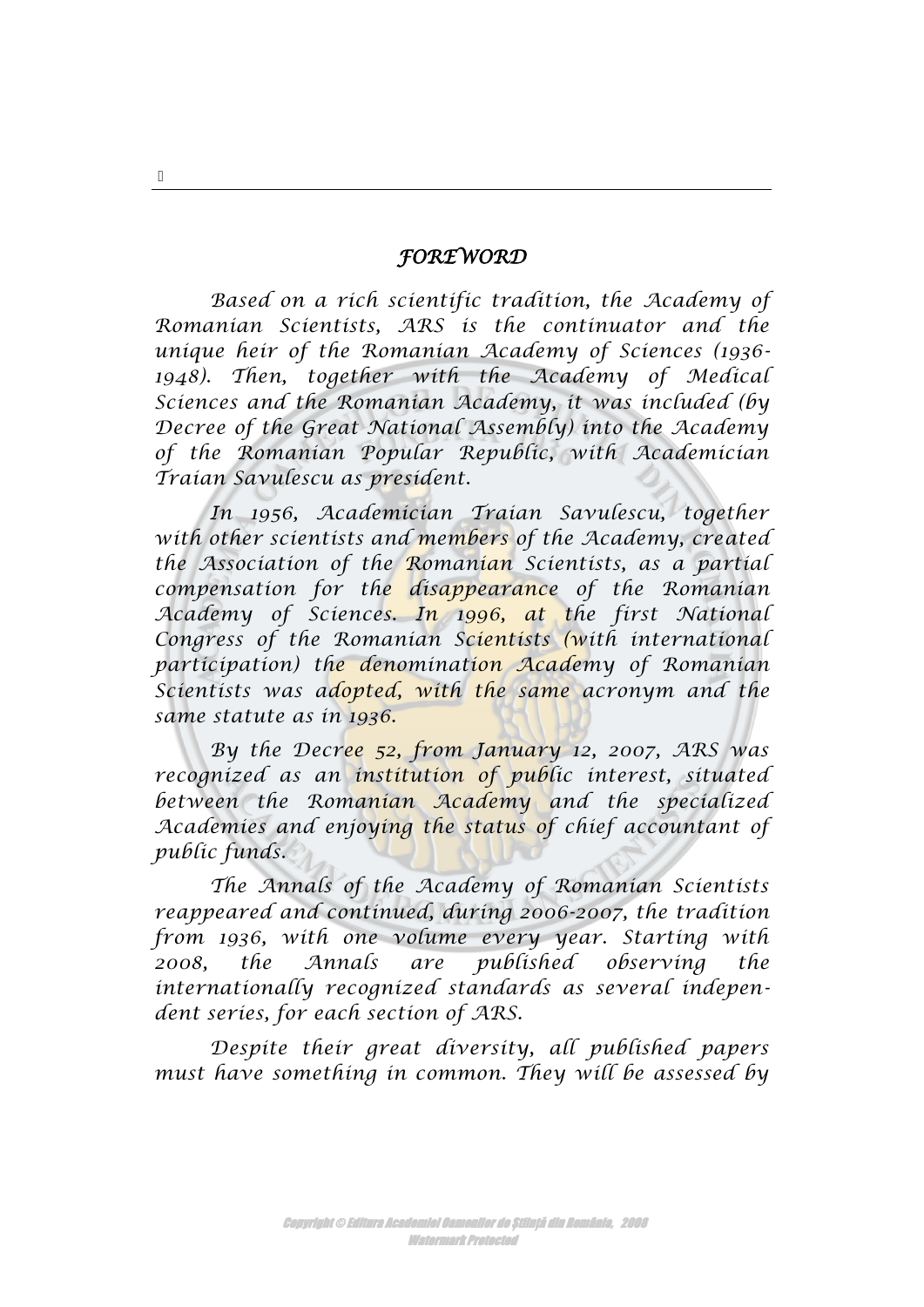# *FOREWORD*

*Based on a rich scientific tradition, the Academy of Romanian Scientists, ARS is the continuator and the unique heir of the Romanian Academy of Sciences (1936-1948). Then, together with the Academy of Medical Sciences and the Romanian Academy, it was included (by Decree of the Great National Assembly) into the Academy of the Romanian Popular Republic, with Academician Traian Savulescu as president.*

*In 1956, Academician Traian Savulescu, together with other scientists and members of the Academy, created the Association of the Romanian Scientists, as a partial compensation for the disappearance of the Romanian Academy of Sciences. In 1996, at the first National Congress of the Romanian Scientists (with international participation) the denomination Academy of Romanian Scientists was adopted, with the same acronym and the same statute as in 1936.*

*By the Decree 52, from January 12, 2007, ARS was recognized as an institution of public interest, situated between the Romanian Academy and the specialized Academies and enjoying the status of chief accountant of public funds.*

*The Annals of the Academy of Romanian Scientists reappeared and continued, during 2006-2007, the tradition from 1936, with one volume every year. Starting with 2008, the Annals are published observing the internationally recognized standards as several independent series, for each section of ARS.*

*Despite their great diversity, all published papers must have something in common. They will be assessed by*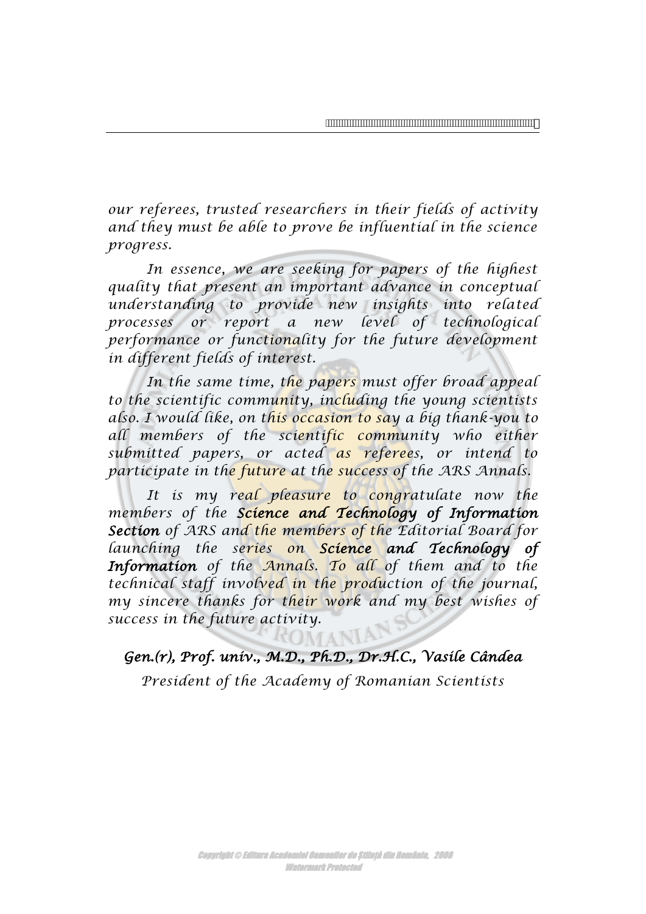*our referees, trusted researchers in their fields of activity and they must be able to prove be influential in the science progress.*

*In essence, we are seeking for papers of the highest quality that present an important advance in conceptual understanding to provide new insights into related processes or report a new level of technological performance or functionality for the future development in different fields of interest.*

*In the same time, the papers must offer broad appeal to the scientific community, including the young scientists also. I would like, on this occasion to say a big thank-you to all members of the scientific community who either submitted papers, or acted as referees, or intend to participate in the future at the success of the ARS Annals.*

*It is my real pleasure to congratulate now the members of the* ***Science and Technology of Information Section*** *of ARS and the members of the Editorial Board for launching the series on* ***Science and Technology of Information*** *of the Annals. To all of them and to the technical staff involved in the production of the journal, my sincere thanks for their work and my best wishes of success in the future activity.*

***Gen.(r), Prof. univ., M.D., Ph.D., Dr.H.C., Vasile Cândea***

*President of the Academy of Romanian Scientists*